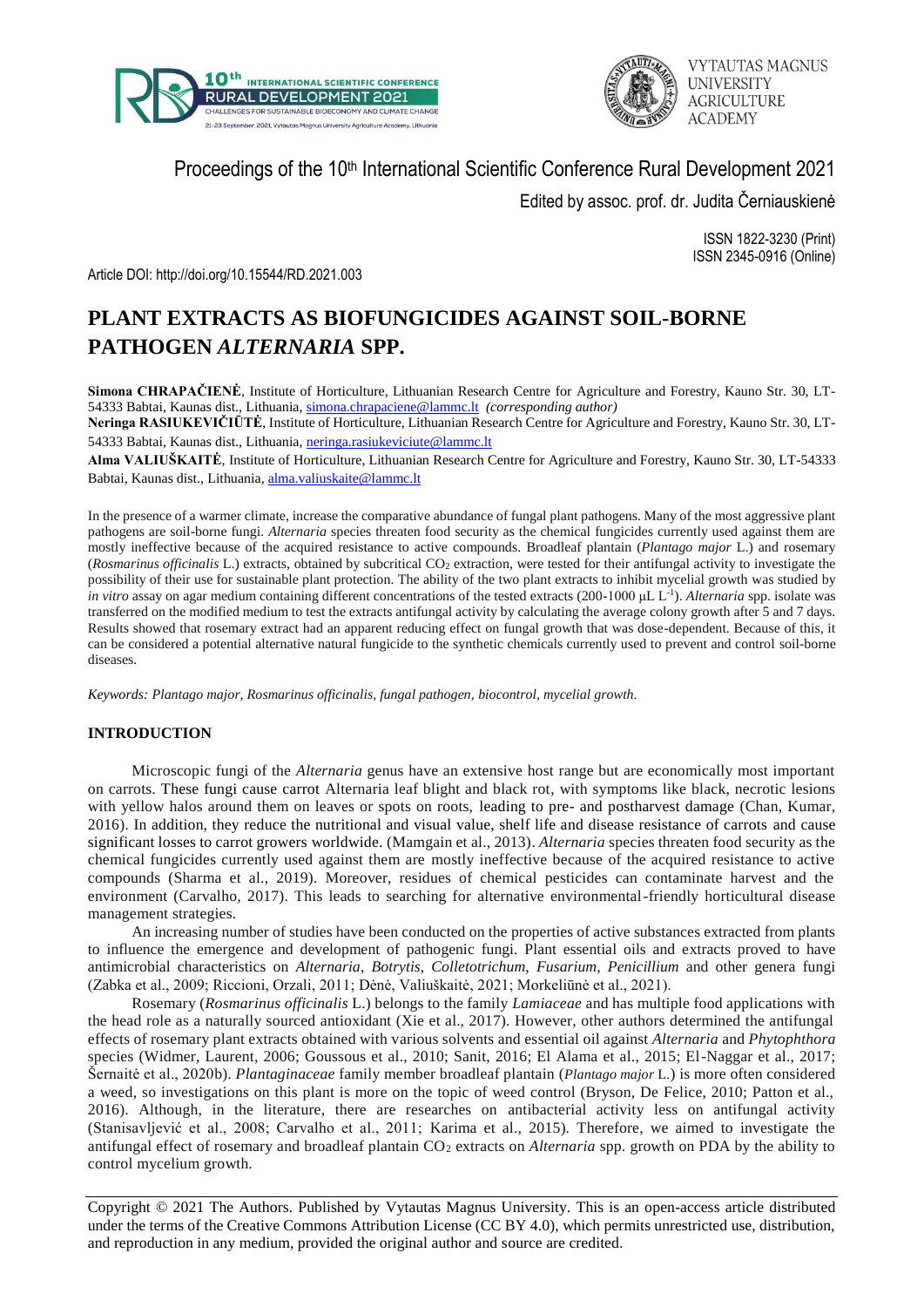Proceedings of the 10th International Scientific Conference Rural Development 2021

Edited by assoc. prof. dr. Judita Černiauskienė

ISSN 1822-3230 (Print)
ISSN 2345-0916 (Online)

Article DOI: http://doi.org/10.15544/RD.2021.003

# PLANT EXTRACTS AS BIOFUNGICIDES AGAINST SOIL-BORNE PATHOGEN *ALTERNARIA* SPP.

**Simona CHRAPAČIENĖ**, Institute of Horticulture, Lithuanian Research Centre for Agriculture and Forestry, Kauno Str. 30, LT-54333 Babtai, Kaunas dist., Lithuania, simona.chrapaciene@lammc.lt *(corresponding author)*

**Neringa RASIUKEVIČIŪTĖ**, Institute of Horticulture, Lithuanian Research Centre for Agriculture and Forestry, Kauno Str. 30, LT-54333 Babtai, Kaunas dist., Lithuania, neringa.rasiukeviciute@lammc.lt

**Alma VALIUŠKAITĖ**, Institute of Horticulture, Lithuanian Research Centre for Agriculture and Forestry, Kauno Str. 30, LT-54333 Babtai, Kaunas dist., Lithuania, alma.valiuskaite@lammc.lt

In the presence of a warmer climate, increase the comparative abundance of fungal plant pathogens. Many of the most aggressive plant pathogens are soil-borne fungi. *Alternaria* species threaten food security as the chemical fungicides currently used against them are mostly ineffective because of the acquired resistance to active compounds. Broadleaf plantain (*Plantago major* L.) and rosemary (*Rosmarinus officinalis* L.) extracts, obtained by subcritical $CO_2$ extraction, were tested for their antifungal activity to investigate the possibility of their use for sustainable plant protection. The ability of the two plant extracts to inhibit mycelial growth was studied by *in vitro* assay on agar medium containing different concentrations of the tested extracts (200-1000 μL $L^{-1}$). *Alternaria* spp. isolate was transferred on the modified medium to test the extracts antifungal activity by calculating the average colony growth after 5 and 7 days. Results showed that rosemary extract had an apparent reducing effect on fungal growth that was dose-dependent. Because of this, it can be considered a potential alternative natural fungicide to the synthetic chemicals currently used to prevent and control soil-borne diseases.

*Keywords: Plantago major, Rosmarinus officinalis, fungal pathogen, biocontrol, mycelial growth.*

## INTRODUCTION

Microscopic fungi of the *Alternaria* genus have an extensive host range but are economically most important on carrots. These fungi cause carrot Alternaria leaf blight and black rot, with symptoms like black, necrotic lesions with yellow halos around them on leaves or spots on roots, leading to pre- and postharvest damage (Chan, Kumar, 2016). In addition, they reduce the nutritional and visual value, shelf life and disease resistance of carrots and cause significant losses to carrot growers worldwide. (Mamgain et al., 2013). *Alternaria* species threaten food security as the chemical fungicides currently used against them are mostly ineffective because of the acquired resistance to active compounds (Sharma et al., 2019). Moreover, residues of chemical pesticides can contaminate harvest and the environment (Carvalho, 2017). This leads to searching for alternative environmental-friendly horticultural disease management strategies.

An increasing number of studies have been conducted on the properties of active substances extracted from plants to influence the emergence and development of pathogenic fungi. Plant essential oils and extracts proved to have antimicrobial characteristics on *Alternaria*, *Botrytis*, *Colletotrichum*, *Fusarium*, *Penicillium* and other genera fungi (Zabka et al., 2009; Riccioni, Orzali, 2011; Dėnė, Valiuškaitė, 2021; Morkeliūnė et al., 2021).

Rosemary (*Rosmarinus officinalis* L.) belongs to the family *Lamiaceae* and has multiple food applications with the head role as a naturally sourced antioxidant (Xie et al., 2017). However, other authors determined the antifungal effects of rosemary plant extracts obtained with various solvents and essential oil against *Alternaria* and *Phytophthora* species (Widmer, Laurent, 2006; Goussous et al., 2010; Sanit, 2016; El Alama et al., 2015; El-Naggar et al., 2017; Šernaitė et al., 2020b). *Plantaginaceae* family member broadleaf plantain (*Plantago major* L.) is more often considered a weed, so investigations on this plant is more on the topic of weed control (Bryson, De Felice, 2010; Patton et al., 2016). Although, in the literature, there are researches on antibacterial activity less on antifungal activity (Stanisavljević et al., 2008; Carvalho et al., 2011; Karima et al., 2015). Therefore, we aimed to investigate the antifungal effect of rosemary and broadleaf plantain $CO_2$ extracts on *Alternaria* spp. growth on PDA by the ability to control mycelium growth.

Copyright © 2021 The Authors. Published by Vytautas Magnus University. This is an open-access article distributed under the terms of the Creative Commons Attribution License (CC BY 4.0), which permits unrestricted use, distribution, and reproduction in any medium, provided the original author and source are credited.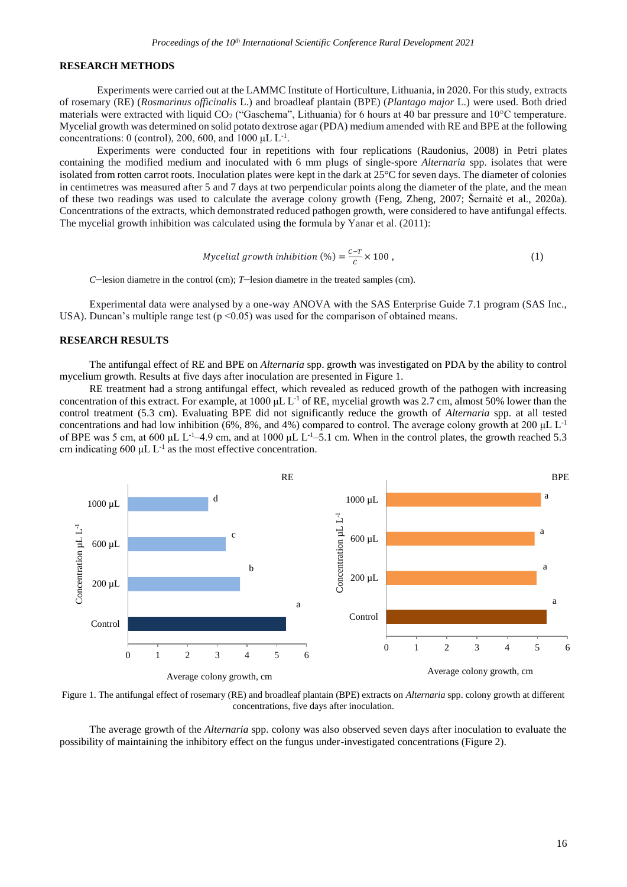## RESEARCH METHODS

Experiments were carried out at the LAMMC Institute of Horticulture, Lithuania, in 2020. For this study, extracts of rosemary (RE) (*Rosmarinus officinalis* L.) and broadleaf plantain (BPE) (*Plantago major* L.) were used. Both dried materials were extracted with liquid $CO_2$ ("Gaschema", Lithuania) for 6 hours at 40 bar pressure and 10°C temperature. Mycelial growth was determined on solid potato dextrose agar (PDA) medium amended with RE and BPE at the following concentrations: 0 (control), 200, 600, and 1000 μL $L^{-1}$.

Experiments were conducted four in repetitions with four replications (Raudonius, 2008) in Petri plates containing the modified medium and inoculated with 6 mm plugs of single-spore *Alternaria* spp. isolates that were isolated from rotten carrot roots. Inoculation plates were kept in the dark at 25°C for seven days. The diameter of colonies in centimetres was measured after 5 and 7 days at two perpendicular points along the diameter of the plate, and the mean of these two readings was used to calculate the average colony growth (Feng, Zheng, 2007; Šernaitė et al., 2020a). Concentrations of the extracts, which demonstrated reduced pathogen growth, were considered to have antifungal effects. The mycelial growth inhibition was calculated using the formula by Yanar et al. (2011):

$$Mycelial\ growth\ inhibition\ (\%) = \frac{C-T}{C} \times 100\ , \qquad (1)$$

*C*—lesion diametre in the control (cm); *T*—lesion diametre in the treated samples (cm).

Experimental data were analysed by a one-way ANOVA with the SAS Enterprise Guide 7.1 program (SAS Inc., USA). Duncan's multiple range test ($p < 0.05$) was used for the comparison of obtained means.

## RESEARCH RESULTS

The antifungal effect of RE and BPE on *Alternaria* spp. growth was investigated on PDA by the ability to control mycelium growth. Results at five days after inoculation are presented in Figure 1.

RE treatment had a strong antifungal effect, which revealed as reduced growth of the pathogen with increasing concentration of this extract. For example, at 1000 μL $L^{-1}$ of RE, mycelial growth was 2.7 cm, almost 50% lower than the control treatment (5.3 cm). Evaluating BPE did not significantly reduce the growth of *Alternaria* spp. at all tested concentrations and had low inhibition (6%, 8%, and 4%) compared to control. The average colony growth at 200 μL $L^{-1}$ of BPE was 5 cm, at 600 μL $L^{-1}$–4.9 cm, and at 1000 μL $L^{-1}$–5.1 cm. When in the control plates, the growth reached 5.3 cm indicating 600 μL $L^{-1}$ as the most effective concentration.

Figure 1. The antifungal effect of rosemary (RE) and broadleaf plantain (BPE) extracts on *Alternaria* spp. colony growth at different concentrations, five days after inoculation.

The average growth of the *Alternaria* spp. colony was also observed seven days after inoculation to evaluate the possibility of maintaining the inhibitory effect on the fungus under-investigated concentrations (Figure 2).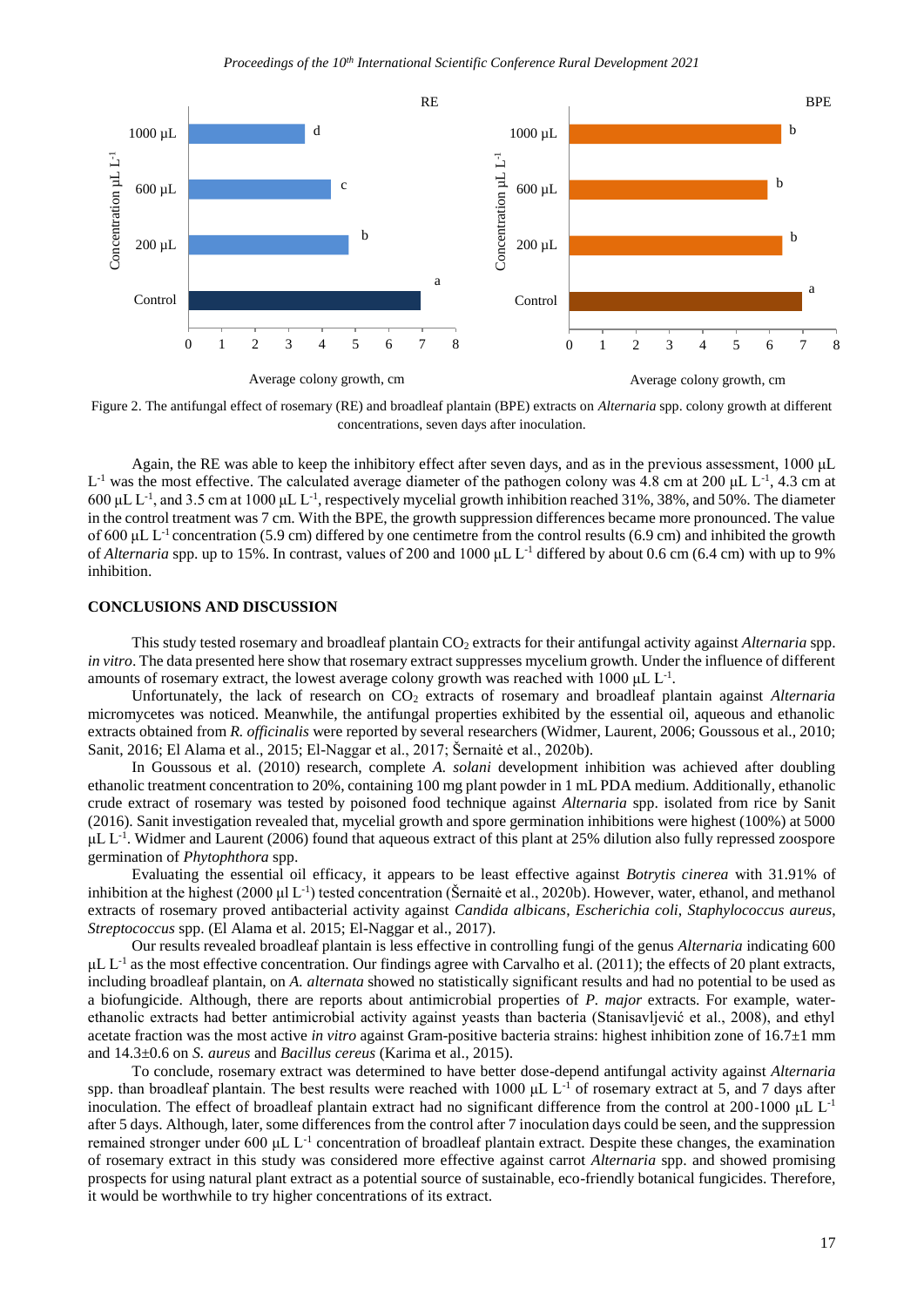Figure 2. The antifungal effect of rosemary (RE) and broadleaf plantain (BPE) extracts on *Alternaria* spp. colony growth at different concentrations, seven days after inoculation.

Again, the RE was able to keep the inhibitory effect after seven days, and as in the previous assessment, 1000 μL $L^{-1}$ was the most effective. The calculated average diameter of the pathogen colony was 4.8 cm at 200 μL $L^{-1}$, 4.3 cm at 600 μL $L^{-1}$, and 3.5 cm at 1000 μL $L^{-1}$, respectively mycelial growth inhibition reached 31%, 38%, and 50%. The diameter in the control treatment was 7 cm. With the BPE, the growth suppression differences became more pronounced. The value of 600 μL $L^{-1}$ concentration (5.9 cm) differed by one centimetre from the control results (6.9 cm) and inhibited the growth of *Alternaria* spp. up to 15%. In contrast, values of 200 and 1000 μL $L^{-1}$ differed by about 0.6 cm (6.4 cm) with up to 9% inhibition.

## CONCLUSIONS AND DISCUSSION

This study tested rosemary and broadleaf plantain $CO_2$ extracts for their antifungal activity against *Alternaria* spp. *in vitro*. The data presented here show that rosemary extract suppresses mycelium growth. Under the influence of different amounts of rosemary extract, the lowest average colony growth was reached with 1000 μL $L^{-1}$.

Unfortunately, the lack of research on $CO_2$ extracts of rosemary and broadleaf plantain against *Alternaria* micromycetes was noticed. Meanwhile, the antifungal properties exhibited by the essential oil, aqueous and ethanolic extracts obtained from *R. officinalis* were reported by several researchers (Widmer, Laurent, 2006; Goussous et al., 2010; Sanit, 2016; El Alama et al., 2015; El-Naggar et al., 2017; Šernaitė et al., 2020b).

In Goussous et al. (2010) research, complete *A. solani* development inhibition was achieved after doubling ethanolic treatment concentration to 20%, containing 100 mg plant powder in 1 mL PDA medium. Additionally, ethanolic crude extract of rosemary was tested by poisoned food technique against *Alternaria* spp. isolated from rice by Sanit (2016). Sanit investigation revealed that, mycelial growth and spore germination inhibitions were highest (100%) at 5000 μL $L^{-1}$. Widmer and Laurent (2006) found that aqueous extract of this plant at 25% dilution also fully repressed zoospore germination of *Phytophthora* spp.

Evaluating the essential oil efficacy, it appears to be least effective against *Botrytis cinerea* with 31.91% of inhibition at the highest (2000 μl $L^{-1}$) tested concentration (Šernaitė et al., 2020b). However, water, ethanol, and methanol extracts of rosemary proved antibacterial activity against *Candida albicans*, *Escherichia coli*, *Staphylococcus aureus*, *Streptococcus* spp. (El Alama et al. 2015; El-Naggar et al., 2017).

Our results revealed broadleaf plantain is less effective in controlling fungi of the genus *Alternaria* indicating 600 μL $L^{-1}$ as the most effective concentration. Our findings agree with Carvalho et al. (2011); the effects of 20 plant extracts, including broadleaf plantain, on *A. alternata* showed no statistically significant results and had no potential to be used as a biofungicide. Although, there are reports about antimicrobial properties of *P. major* extracts. For example, water-ethanolic extracts had better antimicrobial activity against yeasts than bacteria (Stanisavljević et al., 2008), and ethyl acetate fraction was the most active *in vitro* against Gram-positive bacteria strains: highest inhibition zone of 16.7±1 mm and 14.3±0.6 on *S. aureus* and *Bacillus cereus* (Karima et al., 2015).

To conclude, rosemary extract was determined to have better dose-depend antifungal activity against *Alternaria* spp. than broadleaf plantain. The best results were reached with 1000 μL $L^{-1}$ of rosemary extract at 5, and 7 days after inoculation. The effect of broadleaf plantain extract had no significant difference from the control at 200-1000 μL $L^{-1}$ after 5 days. Although, later, some differences from the control after 7 inoculation days could be seen, and the suppression remained stronger under 600 μL $L^{-1}$ concentration of broadleaf plantain extract. Despite these changes, the examination of rosemary extract in this study was considered more effective against carrot *Alternaria* spp. and showed promising prospects for using natural plant extract as a potential source of sustainable, eco-friendly botanical fungicides. Therefore, it would be worthwhile to try higher concentrations of its extract.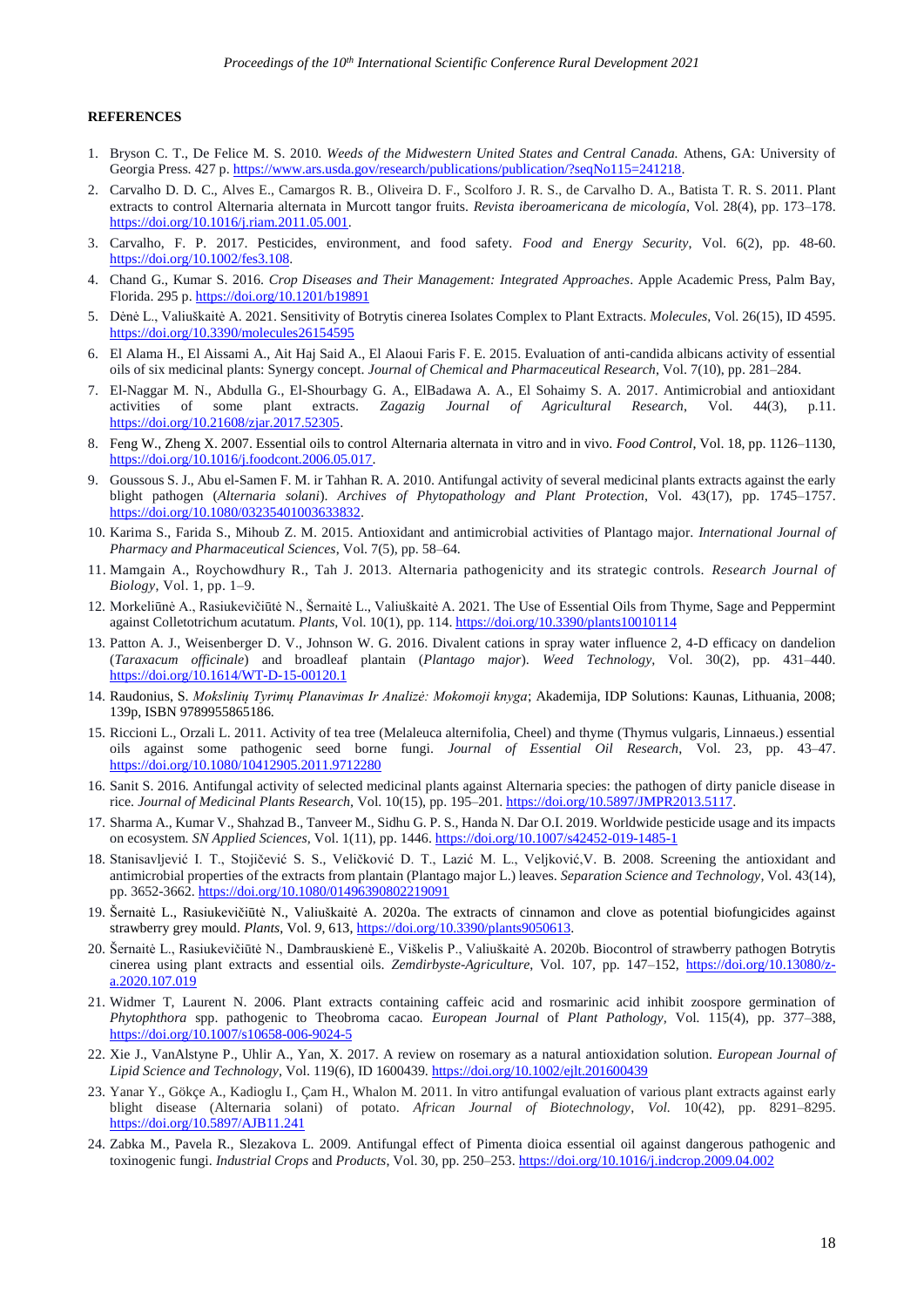## REFERENCES

1. Bryson C. T., De Felice M. S. 2010. *Weeds of the Midwestern United States and Central Canada.* Athens, GA: University of Georgia Press. 427 p. https://www.ars.usda.gov/research/publications/publication/?seqNo115=241218.
2. Carvalho D. D. C., Alves E., Camargos R. B., Oliveira D. F., Scolforo J. R. S., de Carvalho D. A., Batista T. R. S. 2011. Plant extracts to control Alternaria alternata in Murcott tangor fruits. *Revista iberoamericana de micología*, Vol. 28(4), pp. 173–178. https://doi.org/10.1016/j.riam.2011.05.001.
3. Carvalho, F. P. 2017. Pesticides, environment, and food safety. *Food and Energy Security*, Vol. 6(2), pp. 48-60. https://doi.org/10.1002/fes3.108.
4. Chand G., Kumar S. 2016. *Crop Diseases and Their Management: Integrated Approaches*. Apple Academic Press, Palm Bay, Florida. 295 p. https://doi.org/10.1201/b19891
5. Dėnė L., Valiuškaitė A. 2021. Sensitivity of Botrytis cinerea Isolates Complex to Plant Extracts. *Molecules*, Vol. 26(15), ID 4595. https://doi.org/10.3390/molecules26154595
6. El Alama H., El Aissami A., Ait Haj Said A., El Alaoui Faris F. E. 2015. Evaluation of anti-candida albicans activity of essential oils of six medicinal plants: Synergy concept. *Journal of Chemical and Pharmaceutical Research*, Vol. 7(10), pp. 281–284.
7. El-Naggar M. N., Abdulla G., El-Shourbagy G. A., ElBadawa A. A., El Sohaimy S. A. 2017. Antimicrobial and antioxidant activities of some plant extracts. *Zagazig Journal of Agricultural Research*, Vol. 44(3), p.11. https://doi.org/10.21608/zjar.2017.52305.
8. Feng W., Zheng X. 2007. Essential oils to control Alternaria alternata in vitro and in vivo. *Food Control*, Vol. 18, pp. 1126–1130, https://doi.org/10.1016/j.foodcont.2006.05.017.
9. Goussous S. J., Abu el-Samen F. M. ir Tahhan R. A. 2010. Antifungal activity of several medicinal plants extracts against the early blight pathogen (*Alternaria solani*). *Archives of Phytopathology and Plant Protection*, Vol. 43(17), pp. 1745–1757. https://doi.org/10.1080/03235401003633832.
10. Karima S., Farida S., Mihoub Z. M. 2015. Antioxidant and antimicrobial activities of Plantago major. *International Journal of Pharmacy and Pharmaceutical Sciences*, Vol. 7(5), pp. 58–64.
11. Mamgain A., Roychowdhury R., Tah J. 2013. Alternaria pathogenicity and its strategic controls. *Research Journal of Biology*, Vol. 1, pp. 1–9.
12. Morkeliūnė A., Rasiukevičiūtė N., Šernaitė L., Valiuškaitė A. 2021. The Use of Essential Oils from Thyme, Sage and Peppermint against Colletotrichum acutatum. *Plants*, Vol. 10(1), pp. 114. https://doi.org/10.3390/plants10010114
13. Patton A. J., Weisenberger D. V., Johnson W. G. 2016. Divalent cations in spray water influence 2, 4-D efficacy on dandelion (*Taraxacum officinale*) and broadleaf plantain (*Plantago major*). *Weed Technology*, Vol. 30(2), pp. 431–440. https://doi.org/10.1614/WT-D-15-00120.1
14. Raudonius, S. *Mokslinių Tyrimų Planavimas Ir Analizė: Mokomoji knyga*; Akademija, IDP Solutions: Kaunas, Lithuania, 2008; 139p, ISBN 9789955865186.
15. Riccioni L., Orzali L. 2011. Activity of tea tree (Melaleuca alternifolia, Cheel) and thyme (Thymus vulgaris, Linnaeus.) essential oils against some pathogenic seed borne fungi. *Journal of Essential Oil Research*, Vol. 23, pp. 43–47. https://doi.org/10.1080/10412905.2011.9712280
16. Sanit S. 2016. Antifungal activity of selected medicinal plants against Alternaria species: the pathogen of dirty panicle disease in rice. *Journal of Medicinal Plants Research*, Vol. 10(15), pp. 195–201. https://doi.org/10.5897/JMPR2013.5117.
17. Sharma A., Kumar V., Shahzad B., Tanveer M., Sidhu G. P. S., Handa N. Dar O.I. 2019. Worldwide pesticide usage and its impacts on ecosystem. *SN Applied Sciences*, Vol. 1(11), pp. 1446. https://doi.org/10.1007/s42452-019-1485-1
18. Stanisavljević I. T., Stojičević S. S., Veličković D. T., Lazić M. L., Veljković,V. B. 2008. Screening the antioxidant and antimicrobial properties of the extracts from plantain (Plantago major L.) leaves. *Separation Science and Technology*, Vol. 43(14), pp. 3652-3662. https://doi.org/10.1080/01496390802219091
19. Šernaitė L., Rasiukevičiūtė N., Valiuškaitė A. 2020a. The extracts of cinnamon and clove as potential biofungicides against strawberry grey mould. *Plants*, Vol. *9*, 613, https://doi.org/10.3390/plants9050613.
20. Šernaitė L., Rasiukevičiūtė N., Dambrauskienė E., Viškelis P., Valiuškaitė A. 2020b. Biocontrol of strawberry pathogen Botrytis cinerea using plant extracts and essential oils. *Zemdirbyste-Agriculture*, Vol. 107, pp. 147–152, https://doi.org/10.13080/z-a.2020.107.019
21. Widmer T, Laurent N. 2006. Plant extracts containing caffeic acid and rosmarinic acid inhibit zoospore germination of *Phytophthora* spp. pathogenic to Theobroma cacao. *European Journal* of *Plant Pathology*, Vol. 115(4), pp. 377–388, https://doi.org/10.1007/s10658-006-9024-5
22. Xie J., VanAlstyne P., Uhlir A., Yan, X. 2017. A review on rosemary as a natural antioxidation solution. *European Journal of Lipid Science and Technology*, Vol. 119(6), ID 1600439. https://doi.org/10.1002/ejlt.201600439
23. Yanar Y., Gökçe A., Kadioglu I., Çam H., Whalon M. 2011. In vitro antifungal evaluation of various plant extracts against early blight disease (Alternaria solani) of potato. *African Journal of Biotechnology*, *Vol.* 10(42), pp. 8291–8295. https://doi.org/10.5897/AJB11.241
24. Zabka M., Pavela R., Slezakova L. 2009. Antifungal effect of Pimenta dioica essential oil against dangerous pathogenic and toxinogenic fungi. *Industrial Crops* and *Products*, Vol. 30, pp. 250–253. https://doi.org/10.1016/j.indcrop.2009.04.002